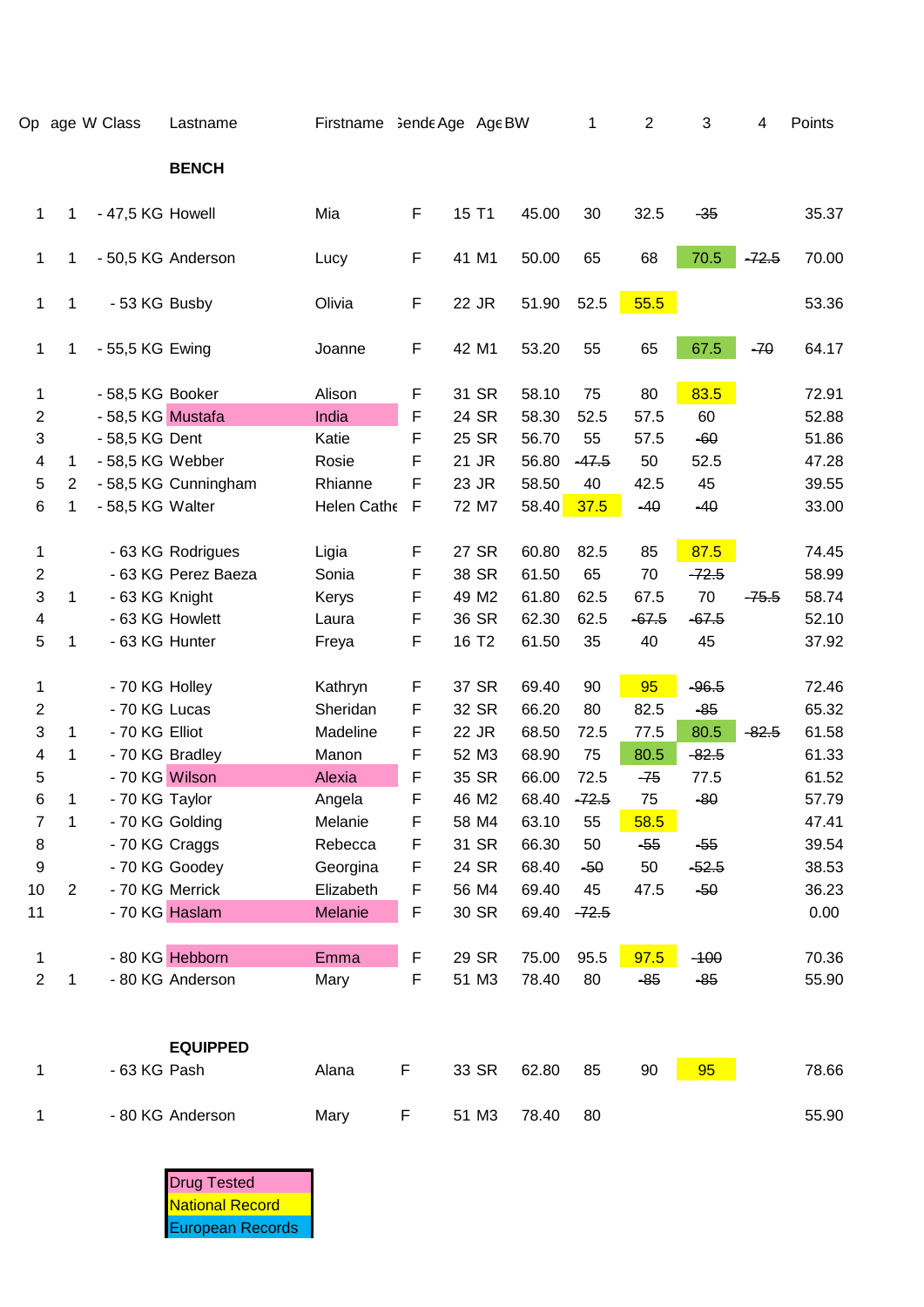| Op | age | W Class | Lastname | Firstname | Gende | Age | Age | BW | 1 | 2 | 3 | 4 | Points |
|---|---|---|---|---|---|---|---|---|---|---|---|---|---|
| | | | **BENCH** | | | | | | | | | | |
| 1 | 1 | - 47,5 KG | Howell | Mia | F | 15 | T1 | 45.00 | 30 | 32.5 | ~~35~~ | | 35.37 |
| 1 | 1 | - 50,5 KG | Anderson | Lucy | F | 41 | M1 | 50.00 | 65 | 68 | 70.5 | ~~72.5~~ | 70.00 |
| 1 | 1 | - 53 KG | Busby | Olivia | F | 22 | JR | 51.90 | 52.5 | 55.5 | | | 53.36 |
| 1 | 1 | - 55,5 KG | Ewing | Joanne | F | 42 | M1 | 53.20 | 55 | 65 | 67.5 | ~~70~~ | 64.17 |
| 1 | | - 58,5 KG | Booker | Alison | F | 31 | SR | 58.10 | 75 | 80 | 83.5 | | 72.91 |
| 2 | | - 58,5 KG | Mustafa | India | F | 24 | SR | 58.30 | 52.5 | 57.5 | 60 | | 52.88 |
| 3 | | - 58,5 KG | Dent | Katie | F | 25 | SR | 56.70 | 55 | 57.5 | ~~60~~ | | 51.86 |
| 4 | 1 | - 58,5 KG | Webber | Rosie | F | 21 | JR | 56.80 | ~~47.5~~ | 50 | 52.5 | | 47.28 |
| 5 | 2 | - 58,5 KG | Cunningham | Rhianne | F | 23 | JR | 58.50 | 40 | 42.5 | 45 | | 39.55 |
| 6 | 1 | - 58,5 KG | Walter | Helen Cathe | F | 72 | M7 | 58.40 | 37.5 | ~~40~~ | ~~40~~ | | 33.00 |
| 1 | | - 63 KG | Rodrigues | Ligia | F | 27 | SR | 60.80 | 82.5 | 85 | 87.5 | | 74.45 |
| 2 | | - 63 KG | Perez Baeza | Sonia | F | 38 | SR | 61.50 | 65 | 70 | ~~72.5~~ | | 58.99 |
| 3 | 1 | - 63 KG | Knight | Kerys | F | 49 | M2 | 61.80 | 62.5 | 67.5 | 70 | ~~75.5~~ | 58.74 |
| 4 | | - 63 KG | Howlett | Laura | F | 36 | SR | 62.30 | 62.5 | ~~67.5~~ | ~~67.5~~ | | 52.10 |
| 5 | 1 | - 63 KG | Hunter | Freya | F | 16 | T2 | 61.50 | 35 | 40 | 45 | | 37.92 |
| 1 | | - 70 KG | Holley | Kathryn | F | 37 | SR | 69.40 | 90 | 95 | ~~96.5~~ | | 72.46 |
| 2 | | - 70 KG | Lucas | Sheridan | F | 32 | SR | 66.20 | 80 | 82.5 | ~~85~~ | | 65.32 |
| 3 | 1 | - 70 KG | Elliot | Madeline | F | 22 | JR | 68.50 | 72.5 | 77.5 | 80.5 | ~~82.5~~ | 61.58 |
| 4 | 1 | - 70 KG | Bradley | Manon | F | 52 | M3 | 68.90 | 75 | 80.5 | ~~82.5~~ | | 61.33 |
| 5 | | - 70 KG | Wilson | Alexia | F | 35 | SR | 66.00 | 72.5 | ~~75~~ | 77.5 | | 61.52 |
| 6 | 1 | - 70 KG | Taylor | Angela | F | 46 | M2 | 68.40 | ~~72.5~~ | 75 | ~~80~~ | | 57.79 |
| 7 | 1 | - 70 KG | Golding | Melanie | F | 58 | M4 | 63.10 | 55 | 58.5 | | | 47.41 |
| 8 | | - 70 KG | Craggs | Rebecca | F | 31 | SR | 66.30 | 50 | ~~55~~ | ~~55~~ | | 39.54 |
| 9 | | - 70 KG | Goodey | Georgina | F | 24 | SR | 68.40 | ~~50~~ | 50 | ~~52.5~~ | | 38.53 |
| 10 | 2 | - 70 KG | Merrick | Elizabeth | F | 56 | M4 | 69.40 | 45 | 47.5 | ~~50~~ | | 36.23 |
| 11 | | - 70 KG | Haslam | Melanie | F | 30 | SR | 69.40 | ~~72.5~~ | | | | 0.00 |
| 1 | | - 80 KG | Hebborn | Emma | F | 29 | SR | 75.00 | 95.5 | 97.5 | ~~100~~ | | 70.36 |
| 2 | 1 | - 80 KG | Anderson | Mary | F | 51 | M3 | 78.40 | 80 | ~~85~~ | ~~85~~ | | 55.90 |
| | | | **EQUIPPED** | | | | | | | | | | |
| 1 | | - 63 KG | Pash | Alana | F | 33 | SR | 62.80 | 85 | 90 | 95 | | 78.66 |
| 1 | | - 80 KG | Anderson | Mary | F | 51 | M3 | 78.40 | 80 | | | | 55.90 |

Drug Tested
National Record
European Records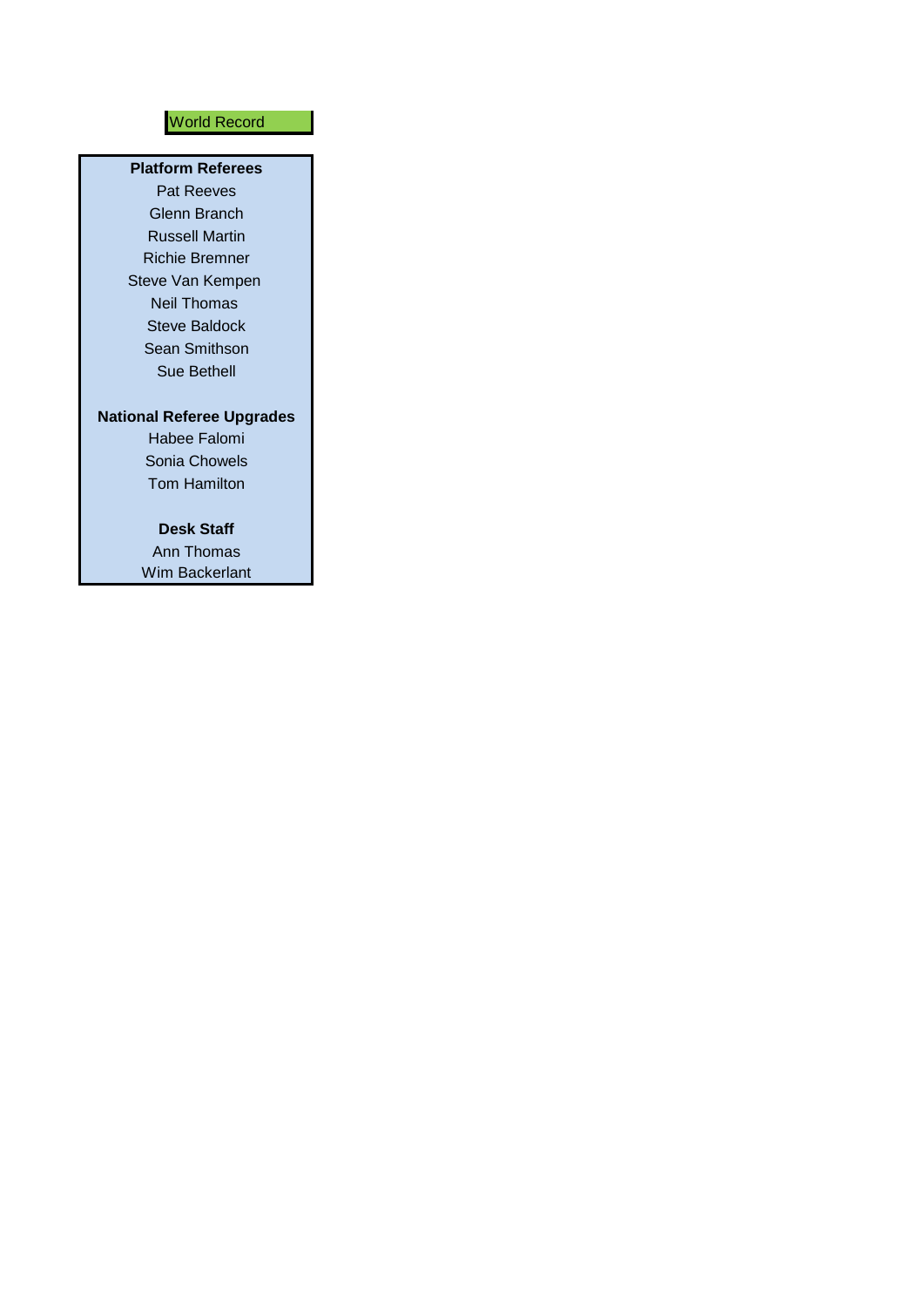World Record

**Platform Referees**

Pat Reeves
Glenn Branch
Russell Martin
Richie Bremner
Steve Van Kempen
Neil Thomas
Steve Baldock
Sean Smithson
Sue Bethell

**National Referee Upgrades**

Habee Falomi
Sonia Chowels
Tom Hamilton

**Desk Staff**

Ann Thomas
Wim Backerlant